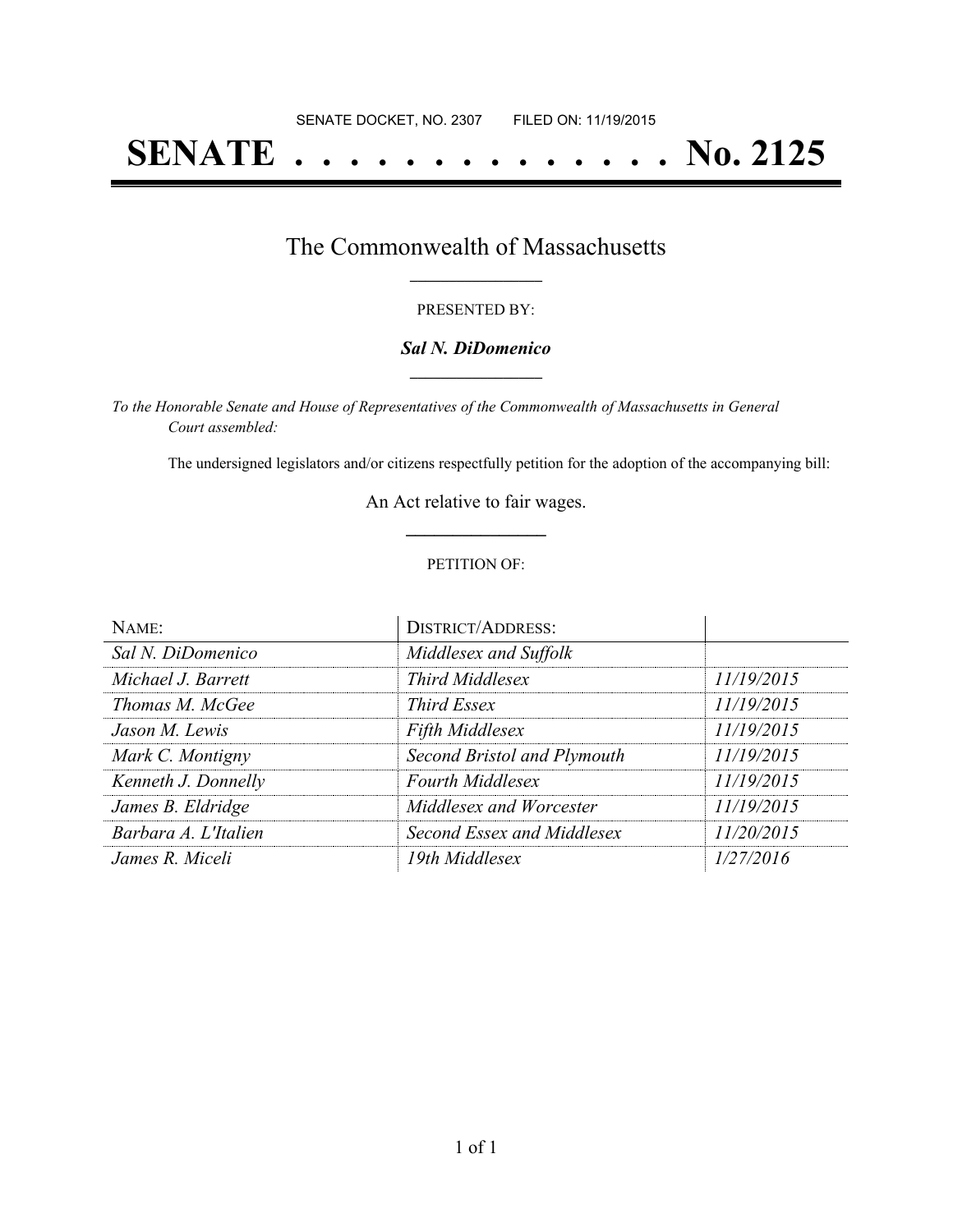SENATE DOCKET, NO. 2307        FILED ON: 11/19/2015

# SENATE . . . . . . . . . . . . . . No. 2125

## The Commonwealth of Massachusetts

PRESENTED BY:

***Sal N. DiDomenico***

*To the Honorable Senate and House of Representatives of the Commonwealth of Massachusetts in General Court assembled:*

The undersigned legislators and/or citizens respectfully petition for the adoption of the accompanying bill:

An Act relative to fair wages.

PETITION OF:

| NAME: | DISTRICT/ADDRESS: | |
|---|---|---|
| *Sal N. DiDomenico* | *Middlesex and Suffolk* | |
| *Michael J. Barrett* | *Third Middlesex* | *11/19/2015* |
| *Thomas M. McGee* | *Third Essex* | *11/19/2015* |
| *Jason M. Lewis* | *Fifth Middlesex* | *11/19/2015* |
| *Mark C. Montigny* | *Second Bristol and Plymouth* | *11/19/2015* |
| *Kenneth J. Donnelly* | *Fourth Middlesex* | *11/19/2015* |
| *James B. Eldridge* | *Middlesex and Worcester* | *11/19/2015* |
| *Barbara A. L'Italien* | *Second Essex and Middlesex* | *11/20/2015* |
| *James R. Miceli* | *19th Middlesex* | *1/27/2016* |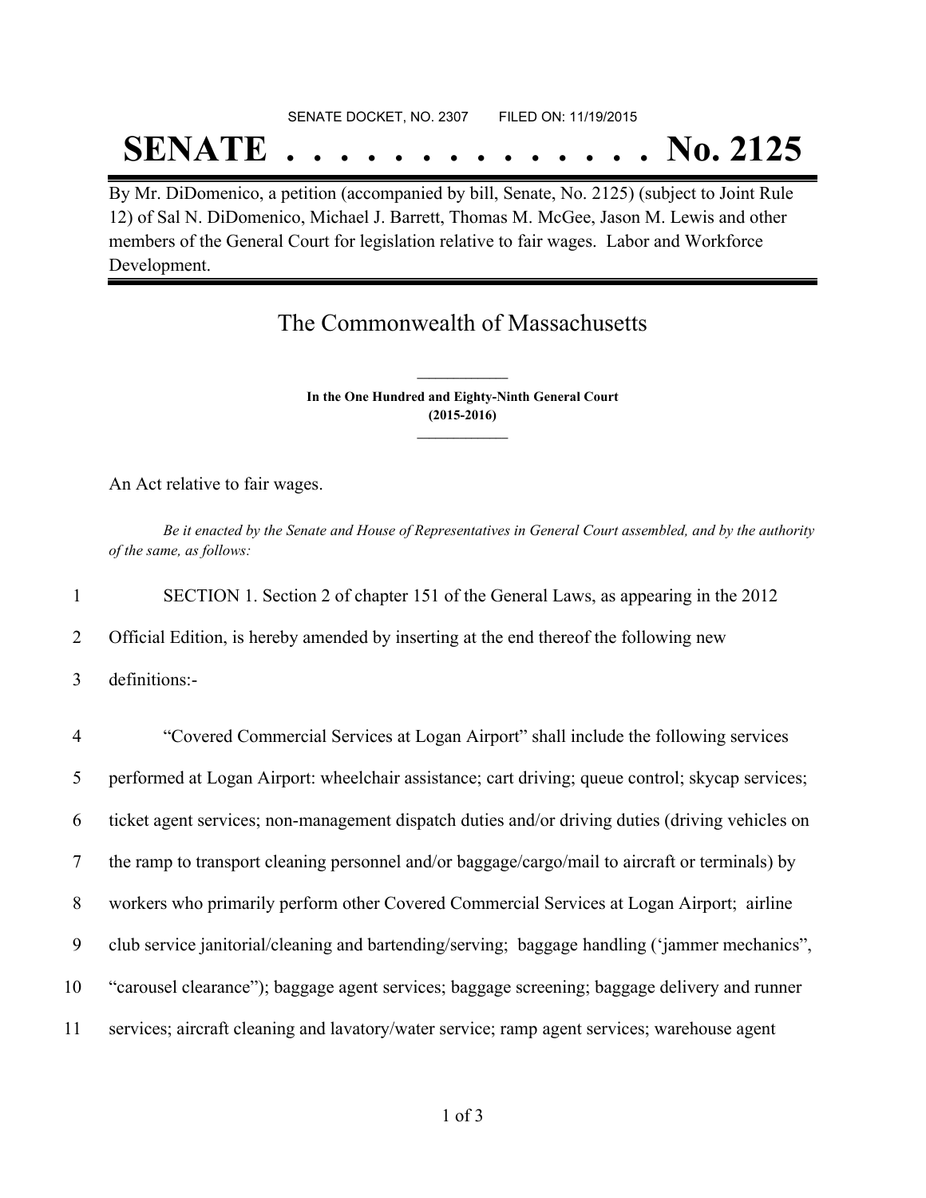SENATE DOCKET, NO. 2307 FILED ON: 11/19/2015

# SENATE . . . . . . . . . . . . . . No. 2125

By Mr. DiDomenico, a petition (accompanied by bill, Senate, No. 2125) (subject to Joint Rule 12) of Sal N. DiDomenico, Michael J. Barrett, Thomas M. McGee, Jason M. Lewis and other members of the General Court for legislation relative to fair wages. Labor and Workforce Development.

## The Commonwealth of Massachusetts

**In the One Hundred and Eighty-Ninth General Court**
**(2015-2016)**

An Act relative to fair wages.

*Be it enacted by the Senate and House of Representatives in General Court assembled, and by the authority of the same, as follows:*

1 SECTION 1. Section 2 of chapter 151 of the General Laws, as appearing in the 2012
2 Official Edition, is hereby amended by inserting at the end thereof the following new
3 definitions:-

4 "Covered Commercial Services at Logan Airport" shall include the following services
5 performed at Logan Airport: wheelchair assistance; cart driving; queue control; skycap services;
6 ticket agent services; non-management dispatch duties and/or driving duties (driving vehicles on
7 the ramp to transport cleaning personnel and/or baggage/cargo/mail to aircraft or terminals) by
8 workers who primarily perform other Covered Commercial Services at Logan Airport; airline
9 club service janitorial/cleaning and bartending/serving; baggage handling ('jammer mechanics",
10 "carousel clearance"); baggage agent services; baggage screening; baggage delivery and runner
11 services; aircraft cleaning and lavatory/water service; ramp agent services; warehouse agent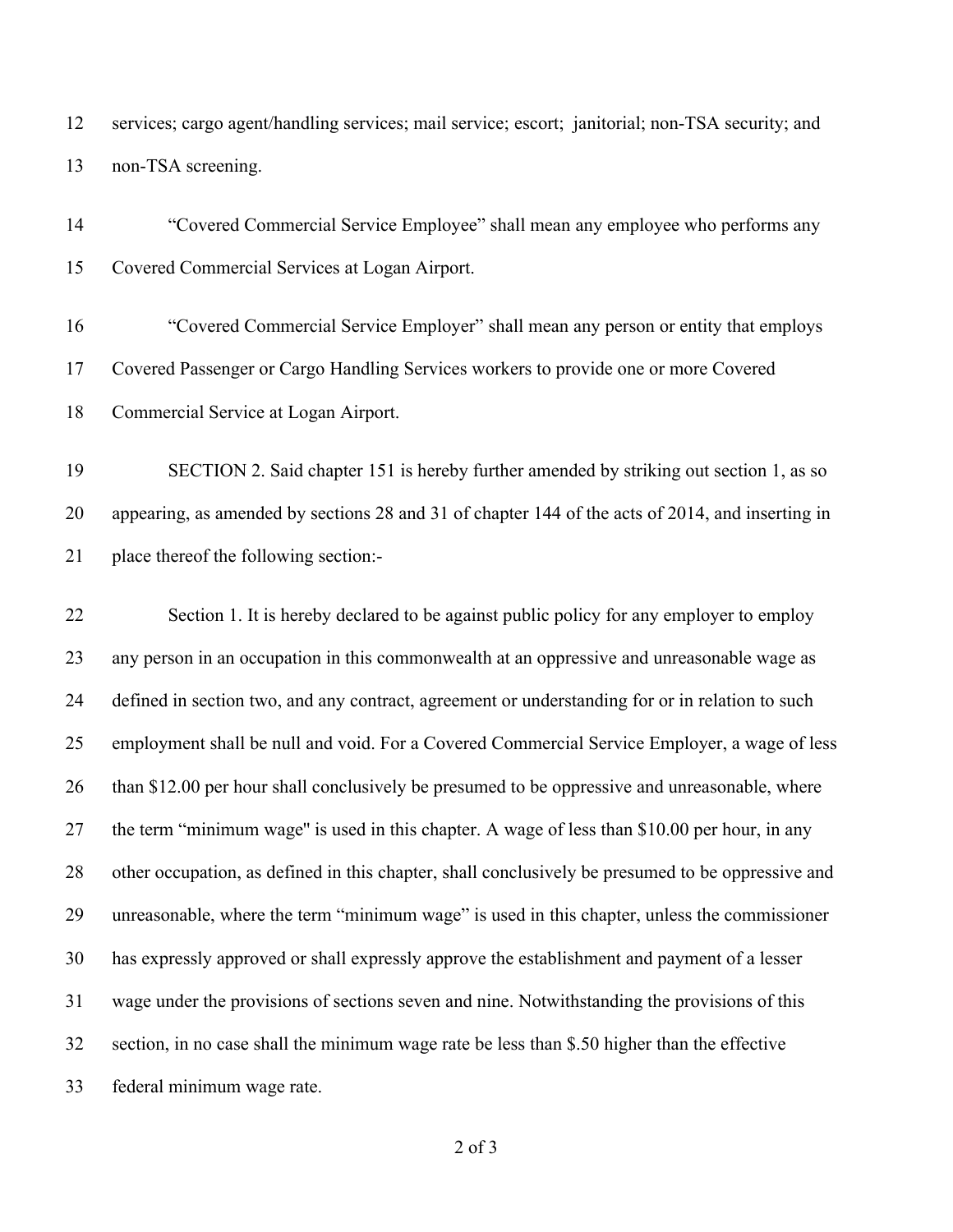services; cargo agent/handling services; mail service; escort; janitorial; non-TSA security; and non-TSA screening.

"Covered Commercial Service Employee" shall mean any employee who performs any Covered Commercial Services at Logan Airport.

"Covered Commercial Service Employer" shall mean any person or entity that employs Covered Passenger or Cargo Handling Services workers to provide one or more Covered Commercial Service at Logan Airport.

SECTION 2. Said chapter 151 is hereby further amended by striking out section 1, as so appearing, as amended by sections 28 and 31 of chapter 144 of the acts of 2014, and inserting in place thereof the following section:-

Section 1. It is hereby declared to be against public policy for any employer to employ any person in an occupation in this commonwealth at an oppressive and unreasonable wage as defined in section two, and any contract, agreement or understanding for or in relation to such employment shall be null and void. For a Covered Commercial Service Employer, a wage of less than $12.00 per hour shall conclusively be presumed to be oppressive and unreasonable, where the term "minimum wage" is used in this chapter. A wage of less than $10.00 per hour, in any other occupation, as defined in this chapter, shall conclusively be presumed to be oppressive and unreasonable, where the term "minimum wage" is used in this chapter, unless the commissioner has expressly approved or shall expressly approve the establishment and payment of a lesser wage under the provisions of sections seven and nine. Notwithstanding the provisions of this section, in no case shall the minimum wage rate be less than $.50 higher than the effective federal minimum wage rate.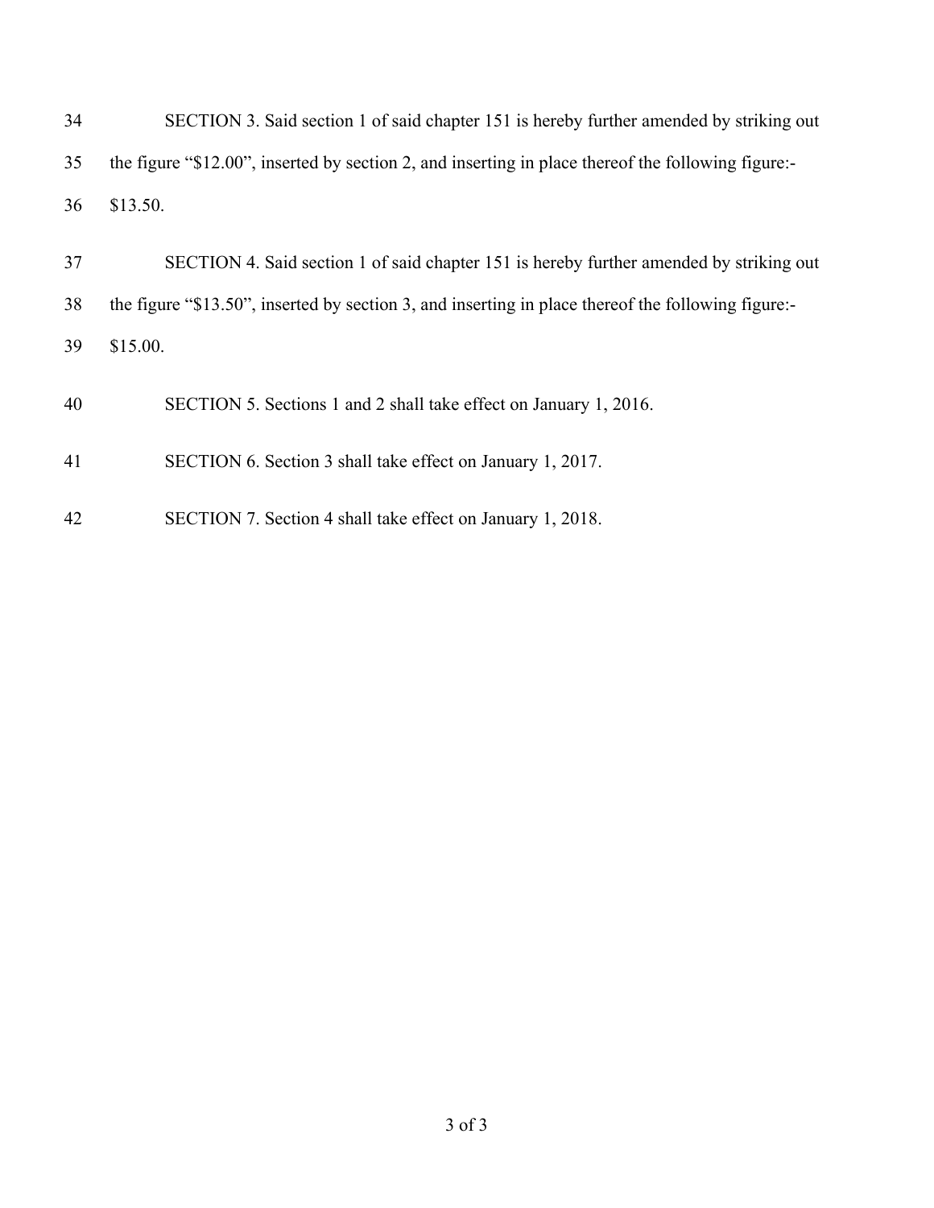SECTION 3. Said section 1 of said chapter 151 is hereby further amended by striking out the figure "$12.00", inserted by section 2, and inserting in place thereof the following figure:- $13.50.

SECTION 4. Said section 1 of said chapter 151 is hereby further amended by striking out the figure "$13.50", inserted by section 3, and inserting in place thereof the following figure:- $15.00.

SECTION 5. Sections 1 and 2 shall take effect on January 1, 2016.

SECTION 6. Section 3 shall take effect on January 1, 2017.

SECTION 7. Section 4 shall take effect on January 1, 2018.